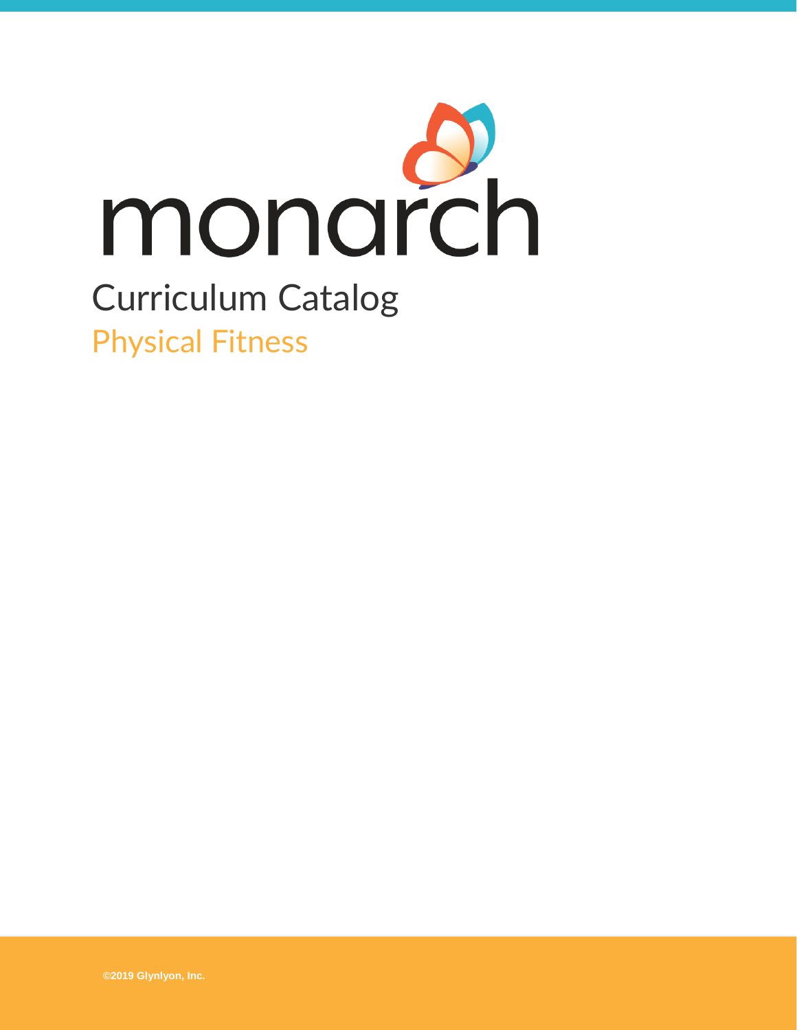# monarch

## Curriculum Catalog

## Physical Fitness

©2019 Glynlyon, Inc.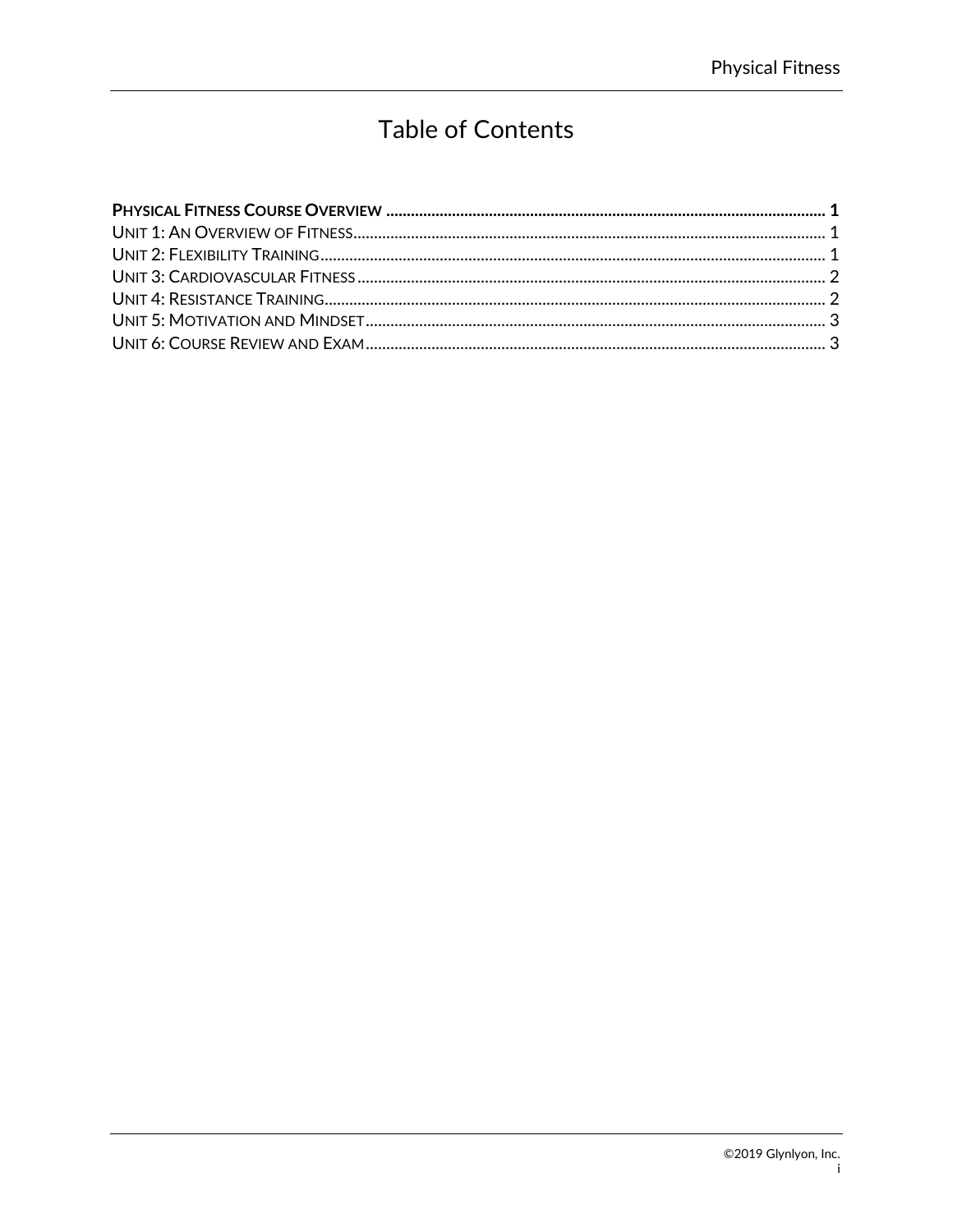# Table of Contents

**PHYSICAL FITNESS COURSE OVERVIEW ........................................ 1**

UNIT 1: AN OVERVIEW OF FITNESS ........................................ 1

UNIT 2: FLEXIBILITY TRAINING ........................................ 1

UNIT 3: CARDIOVASCULAR FITNESS ........................................ 2

UNIT 4: RESISTANCE TRAINING ........................................ 2

UNIT 5: MOTIVATION AND MINDSET ........................................ 3

UNIT 6: COURSE REVIEW AND EXAM ........................................ 3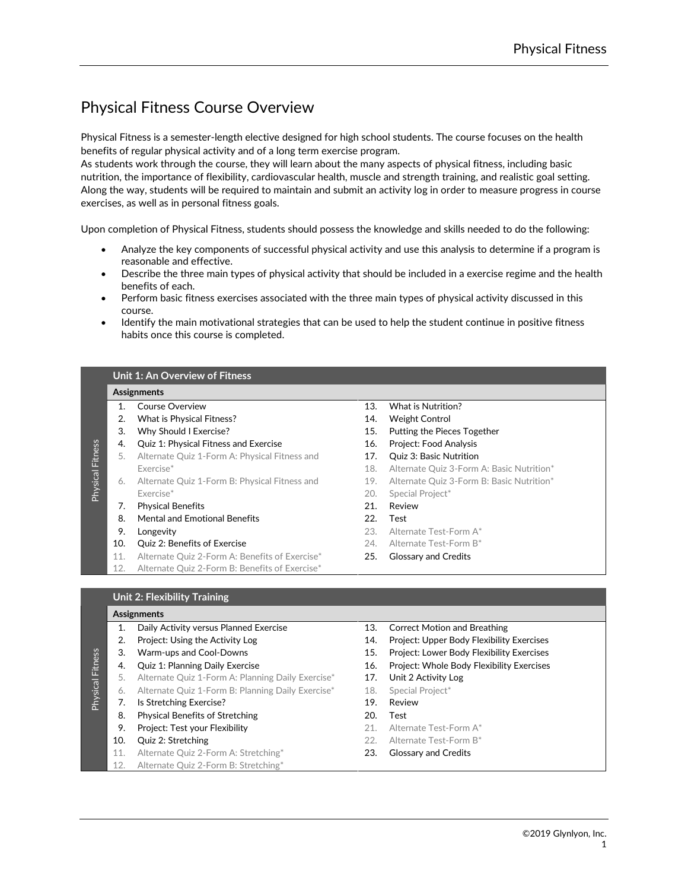# Physical Fitness Course Overview

Physical Fitness is a semester-length elective designed for high school students. The course focuses on the health benefits of regular physical activity and of a long term exercise program.

As students work through the course, they will learn about the many aspects of physical fitness, including basic nutrition, the importance of flexibility, cardiovascular health, muscle and strength training, and realistic goal setting. Along the way, students will be required to maintain and submit an activity log in order to measure progress in course exercises, as well as in personal fitness goals.

Upon completion of Physical Fitness, students should possess the knowledge and skills needed to do the following:

- Analyze the key components of successful physical activity and use this analysis to determine if a program is reasonable and effective.
- Describe the three main types of physical activity that should be included in a exercise regime and the health benefits of each.
- Perform basic fitness exercises associated with the three main types of physical activity discussed in this course.
- Identify the main motivational strategies that can be used to help the student continue in positive fitness habits once this course is completed.

## Unit 1: An Overview of Fitness

**Assignments**

1. Course Overview
2. What is Physical Fitness?
3. Why Should I Exercise?
4. Quiz 1: Physical Fitness and Exercise
5. Alternate Quiz 1-Form A: Physical Fitness and Exercise*
6. Alternate Quiz 1-Form B: Physical Fitness and Exercise*
7. Physical Benefits
8. Mental and Emotional Benefits
9. Longevity
10. Quiz 2: Benefits of Exercise
11. Alternate Quiz 2-Form A: Benefits of Exercise*
12. Alternate Quiz 2-Form B: Benefits of Exercise*
13. What is Nutrition?
14. Weight Control
15. Putting the Pieces Together
16. Project: Food Analysis
17. Quiz 3: Basic Nutrition
18. Alternate Quiz 3-Form A: Basic Nutrition*
19. Alternate Quiz 3-Form B: Basic Nutrition*
20. Special Project*
21. Review
22. Test
23. Alternate Test-Form A*
24. Alternate Test-Form B*
25. Glossary and Credits

## Unit 2: Flexibility Training

**Assignments**

1. Daily Activity versus Planned Exercise
2. Project: Using the Activity Log
3. Warm-ups and Cool-Downs
4. Quiz 1: Planning Daily Exercise
5. Alternate Quiz 1-Form A: Planning Daily Exercise*
6. Alternate Quiz 1-Form B: Planning Daily Exercise*
7. Is Stretching Exercise?
8. Physical Benefits of Stretching
9. Project: Test your Flexibility
10. Quiz 2: Stretching
11. Alternate Quiz 2-Form A: Stretching*
12. Alternate Quiz 2-Form B: Stretching*
13. Correct Motion and Breathing
14. Project: Upper Body Flexibility Exercises
15. Project: Lower Body Flexibility Exercises
16. Project: Whole Body Flexibility Exercises
17. Unit 2 Activity Log
18. Special Project*
19. Review
20. Test
21. Alternate Test-Form A*
22. Alternate Test-Form B*
23. Glossary and Credits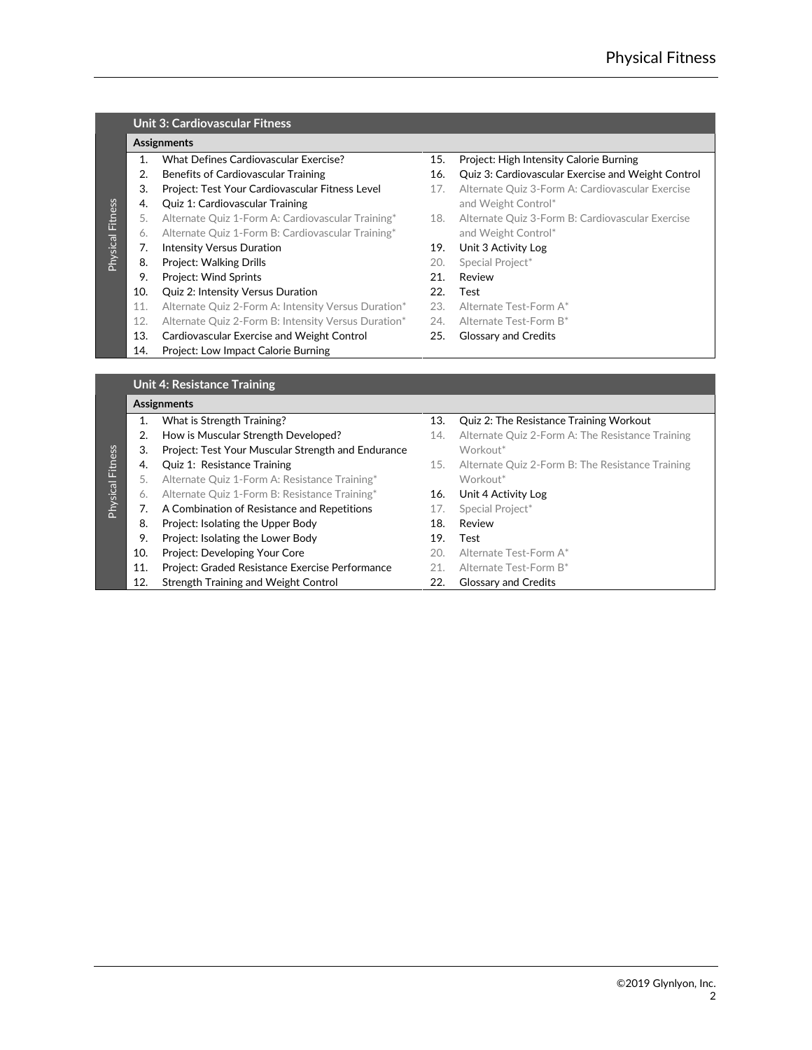## Unit 3: Cardiovascular Fitness

**Assignments**

1. What Defines Cardiovascular Exercise?
2. Benefits of Cardiovascular Training
3. Project: Test Your Cardiovascular Fitness Level
4. Quiz 1: Cardiovascular Training
5. Alternate Quiz 1-Form A: Cardiovascular Training*
6. Alternate Quiz 1-Form B: Cardiovascular Training*
7. Intensity Versus Duration
8. Project: Walking Drills
9. Project: Wind Sprints
10. Quiz 2: Intensity Versus Duration
11. Alternate Quiz 2-Form A: Intensity Versus Duration*
12. Alternate Quiz 2-Form B: Intensity Versus Duration*
13. Cardiovascular Exercise and Weight Control
14. Project: Low Impact Calorie Burning
15. Project: High Intensity Calorie Burning
16. Quiz 3: Cardiovascular Exercise and Weight Control
17. Alternate Quiz 3-Form A: Cardiovascular Exercise and Weight Control*
18. Alternate Quiz 3-Form B: Cardiovascular Exercise and Weight Control*
19. Unit 3 Activity Log
20. Special Project*
21. Review
22. Test
23. Alternate Test-Form A*
24. Alternate Test-Form B*
25. Glossary and Credits

## Unit 4: Resistance Training

**Assignments**

1. What is Strength Training?
2. How is Muscular Strength Developed?
3. Project: Test Your Muscular Strength and Endurance
4. Quiz 1: Resistance Training
5. Alternate Quiz 1-Form A: Resistance Training*
6. Alternate Quiz 1-Form B: Resistance Training*
7. A Combination of Resistance and Repetitions
8. Project: Isolating the Upper Body
9. Project: Isolating the Lower Body
10. Project: Developing Your Core
11. Project: Graded Resistance Exercise Performance
12. Strength Training and Weight Control
13. Quiz 2: The Resistance Training Workout
14. Alternate Quiz 2-Form A: The Resistance Training Workout*
15. Alternate Quiz 2-Form B: The Resistance Training Workout*
16. Unit 4 Activity Log
17. Special Project*
18. Review
19. Test
20. Alternate Test-Form A*
21. Alternate Test-Form B*
22. Glossary and Credits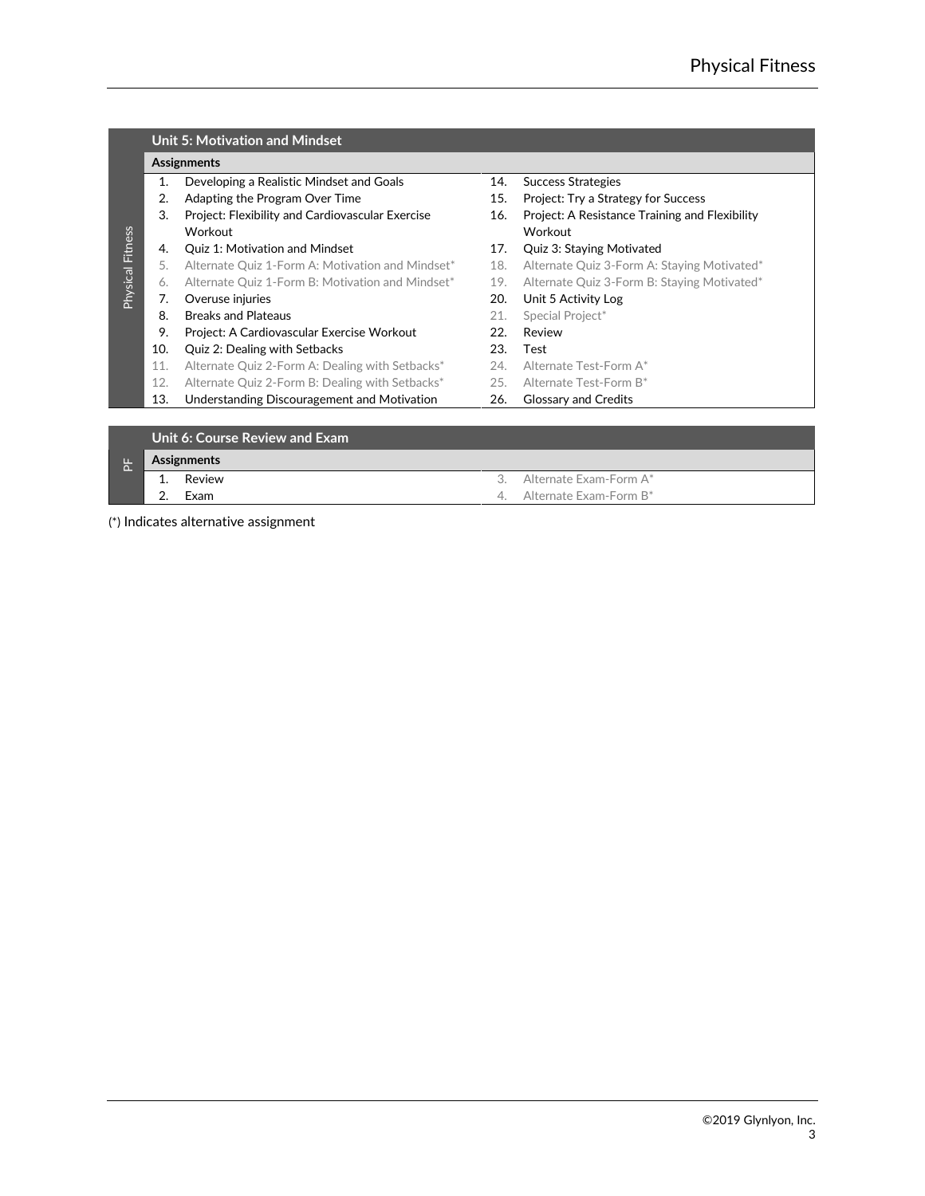## Unit 5: Motivation and Mindset

**Assignments**

1. Developing a Realistic Mindset and Goals
2. Adapting the Program Over Time
3. Project: Flexibility and Cardiovascular Exercise Workout
4. Quiz 1: Motivation and Mindset
5. Alternate Quiz 1-Form A: Motivation and Mindset*
6. Alternate Quiz 1-Form B: Motivation and Mindset*
7. Overuse injuries
8. Breaks and Plateaus
9. Project: A Cardiovascular Exercise Workout
10. Quiz 2: Dealing with Setbacks
11. Alternate Quiz 2-Form A: Dealing with Setbacks*
12. Alternate Quiz 2-Form B: Dealing with Setbacks*
13. Understanding Discouragement and Motivation
14. Success Strategies
15. Project: Try a Strategy for Success
16. Project: A Resistance Training and Flexibility Workout
17. Quiz 3: Staying Motivated
18. Alternate Quiz 3-Form A: Staying Motivated*
19. Alternate Quiz 3-Form B: Staying Motivated*
20. Unit 5 Activity Log
21. Special Project*
22. Review
23. Test
24. Alternate Test-Form A*
25. Alternate Test-Form B*
26. Glossary and Credits

## Unit 6: Course Review and Exam

**Assignments**

1. Review
2. Exam
3. Alternate Exam-Form A*
4. Alternate Exam-Form B*

(*) Indicates alternative assignment